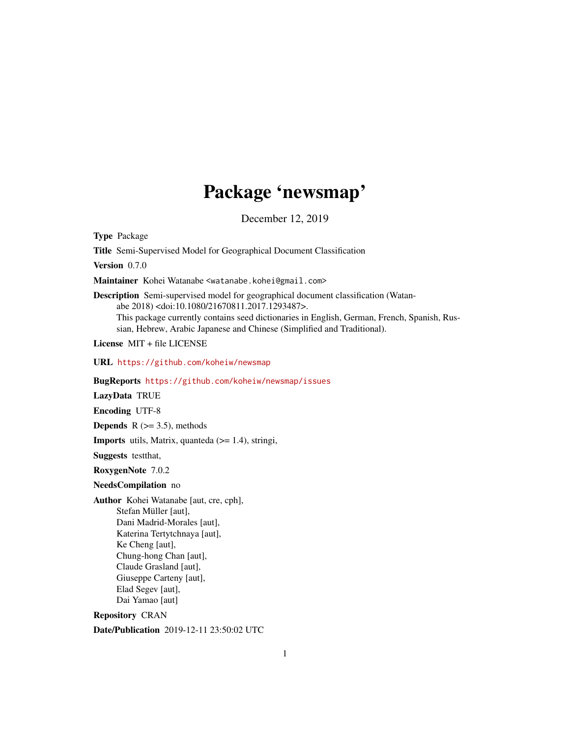# Package 'newsmap'

December 12, 2019

**Type** Package

**Title** Semi-Supervised Model for Geographical Document Classification

**Version** 0.7.0

**Maintainer** Kohei Watanabe <watanabe.kohei@gmail.com>

**Description** Semi-supervised model for geographical document classification (Watanabe 2018) <doi:10.1080/21670811.2017.1293487>.
This package currently contains seed dictionaries in English, German, French, Spanish, Russian, Hebrew, Arabic Japanese and Chinese (Simplified and Traditional).

**License** MIT + file LICENSE

**URL** https://github.com/koheiw/newsmap

**BugReports** https://github.com/koheiw/newsmap/issues

**LazyData** TRUE

**Encoding** UTF-8

**Depends** R (>= 3.5), methods

**Imports** utils, Matrix, quanteda (>= 1.4), stringi,

**Suggests** testthat,

**RoxygenNote** 7.0.2

**NeedsCompilation** no

**Author** Kohei Watanabe [aut, cre, cph],
Stefan Müller [aut],
Dani Madrid-Morales [aut],
Katerina Tertytchnaya [aut],
Ke Cheng [aut],
Chung-hong Chan [aut],
Claude Grasland [aut],
Giuseppe Carteny [aut],
Elad Segev [aut],
Dai Yamao [aut]

**Repository** CRAN

**Date/Publication** 2019-12-11 23:50:02 UTC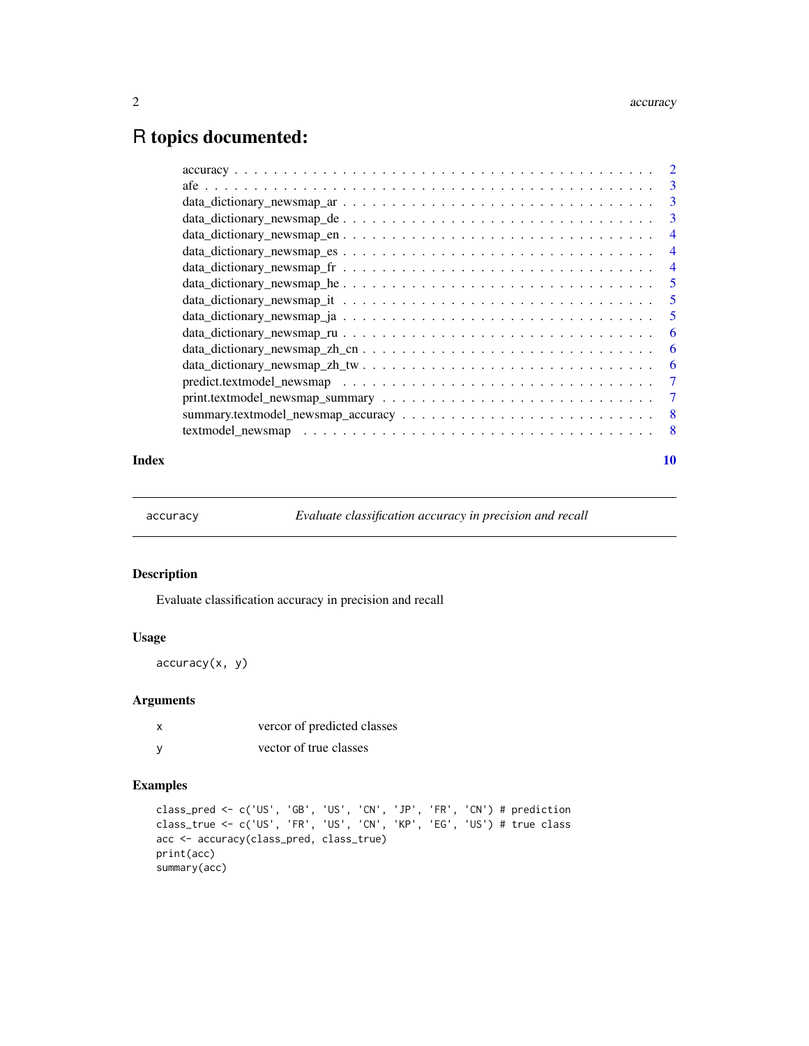# R topics documented:

| | |
|---|---|
| accuracy | 2 |
| afe | 3 |
| data_dictionary_newsmap_ar | 3 |
| data_dictionary_newsmap_de | 3 |
| data_dictionary_newsmap_en | 4 |
| data_dictionary_newsmap_es | 4 |
| data_dictionary_newsmap_fr | 4 |
| data_dictionary_newsmap_he | 5 |
| data_dictionary_newsmap_it | 5 |
| data_dictionary_newsmap_ja | 5 |
| data_dictionary_newsmap_ru | 6 |
| data_dictionary_newsmap_zh_cn | 6 |
| data_dictionary_newsmap_zh_tw | 6 |
| predict.textmodel_newsmap | 7 |
| print.textmodel_newsmap_summary | 7 |
| summary.textmodel_newsmap_accuracy | 8 |
| textmodel_newsmap | 8 |
| **Index** | **10** |

---

## accuracy — *Evaluate classification accuracy in precision and recall*

### Description

Evaluate classification accuracy in precision and recall

### Usage

```
accuracy(x, y)
```

### Arguments

| | |
|---|---|
| x | vercor of predicted classes |
| y | vector of true classes |

### Examples

```
class_pred <- c('US', 'GB', 'US', 'CN', 'JP', 'FR', 'CN') # prediction
class_true <- c('US', 'FR', 'US', 'CN', 'KP', 'EG', 'US') # true class
acc <- accuracy(class_pred, class_true)
print(acc)
summary(acc)
```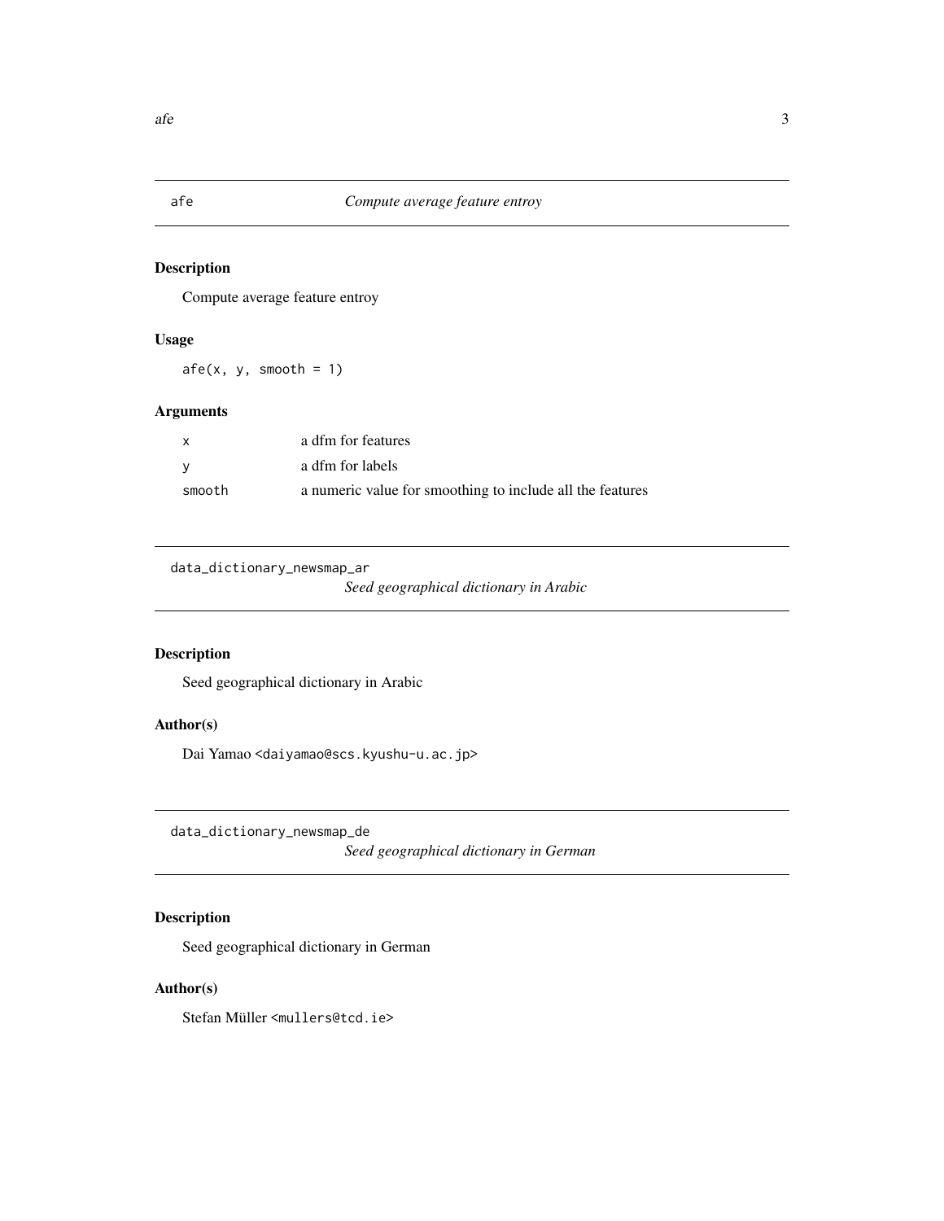## afe — *Compute average feature entroy*

### Description

Compute average feature entroy

### Usage

```
afe(x, y, smooth = 1)
```

### Arguments

| | |
|---|---|
| x | a dfm for features |
| y | a dfm for labels |
| smooth | a numeric value for smoothing to include all the features |

## data_dictionary_newsmap_ar — *Seed geographical dictionary in Arabic*

### Description

Seed geographical dictionary in Arabic

### Author(s)

Dai Yamao <daiyamao@scs.kyushu-u.ac.jp>

## data_dictionary_newsmap_de — *Seed geographical dictionary in German*

### Description

Seed geographical dictionary in German

### Author(s)

Stefan Müller <mullers@tcd.ie>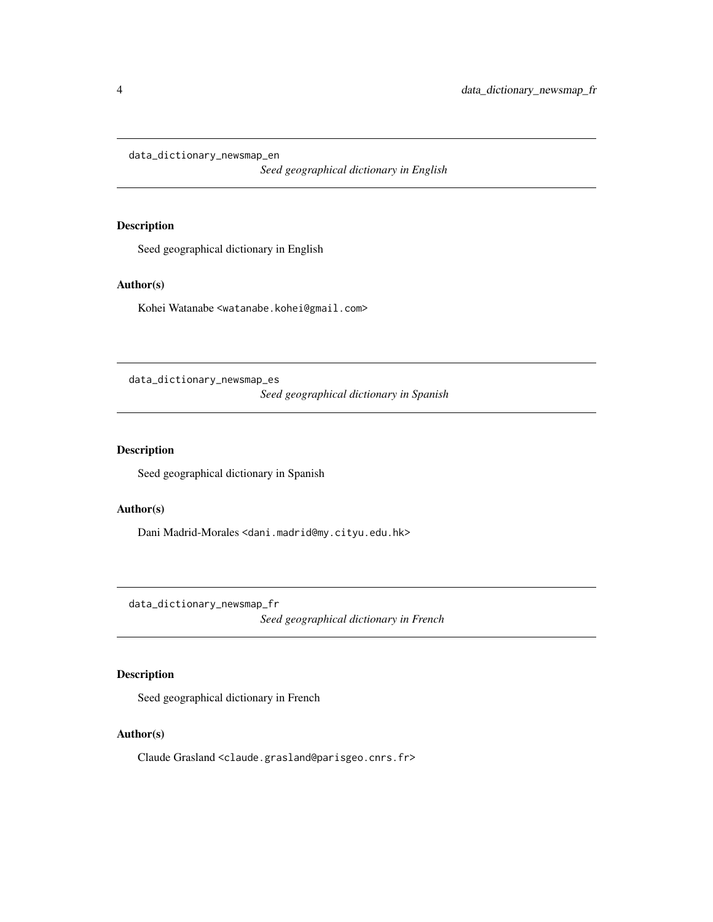## data_dictionary_newsmap_en

*Seed geographical dictionary in English*

### Description

Seed geographical dictionary in English

### Author(s)

Kohei Watanabe <watanabe.kohei@gmail.com>

## data_dictionary_newsmap_es

*Seed geographical dictionary in Spanish*

### Description

Seed geographical dictionary in Spanish

### Author(s)

Dani Madrid-Morales <dani.madrid@my.cityu.edu.hk>

## data_dictionary_newsmap_fr

*Seed geographical dictionary in French*

### Description

Seed geographical dictionary in French

### Author(s)

Claude Grasland <claude.grasland@parisgeo.cnrs.fr>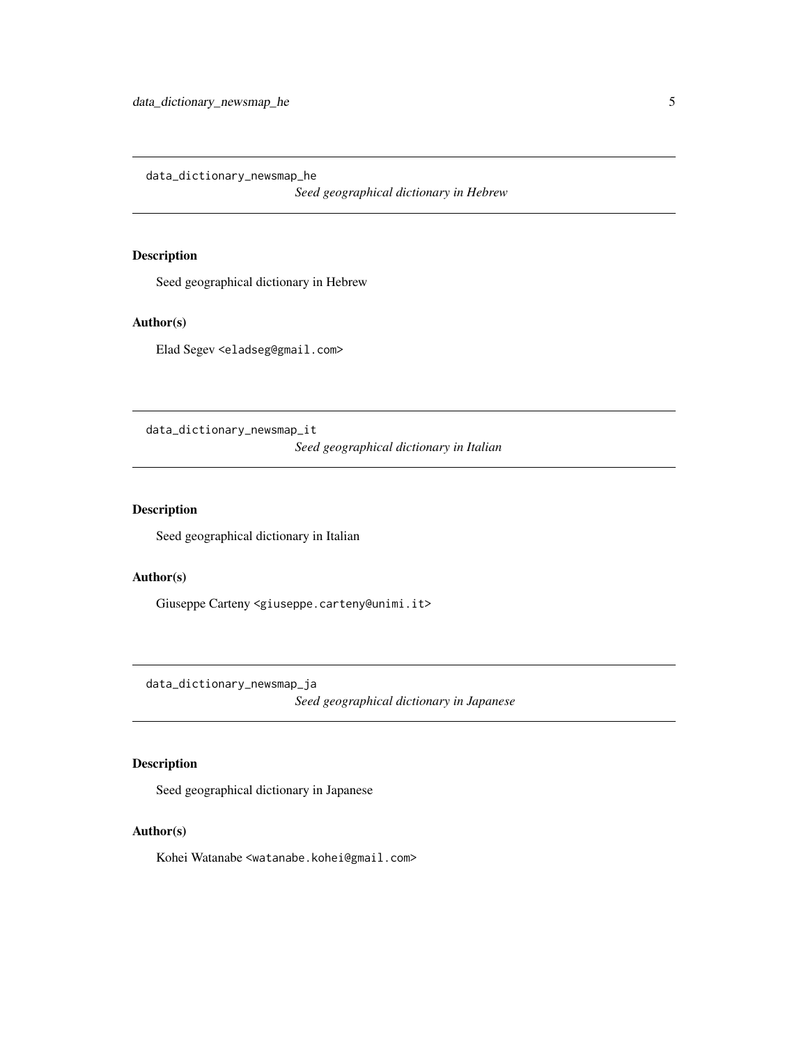## data_dictionary_newsmap_he

*Seed geographical dictionary in Hebrew*

### Description

Seed geographical dictionary in Hebrew

### Author(s)

Elad Segev <eladseg@gmail.com>

## data_dictionary_newsmap_it

*Seed geographical dictionary in Italian*

### Description

Seed geographical dictionary in Italian

### Author(s)

Giuseppe Carteny <giuseppe.carteny@unimi.it>

## data_dictionary_newsmap_ja

*Seed geographical dictionary in Japanese*

### Description

Seed geographical dictionary in Japanese

### Author(s)

Kohei Watanabe <watanabe.kohei@gmail.com>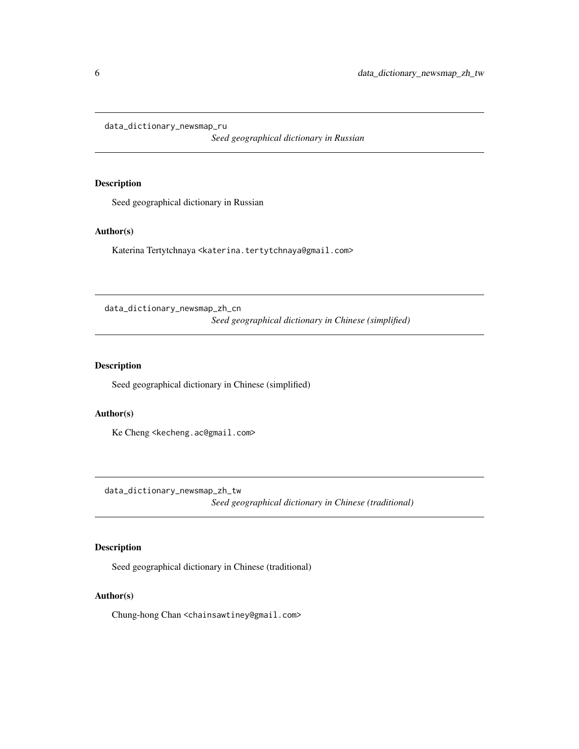## data_dictionary_newsmap_ru

*Seed geographical dictionary in Russian*

### Description

Seed geographical dictionary in Russian

### Author(s)

Katerina Tertytchnaya <katerina.tertytchnaya@gmail.com>

## data_dictionary_newsmap_zh_cn

*Seed geographical dictionary in Chinese (simplified)*

### Description

Seed geographical dictionary in Chinese (simplified)

### Author(s)

Ke Cheng <kecheng.ac@gmail.com>

## data_dictionary_newsmap_zh_tw

*Seed geographical dictionary in Chinese (traditional)*

### Description

Seed geographical dictionary in Chinese (traditional)

### Author(s)

Chung-hong Chan <chainsawtiney@gmail.com>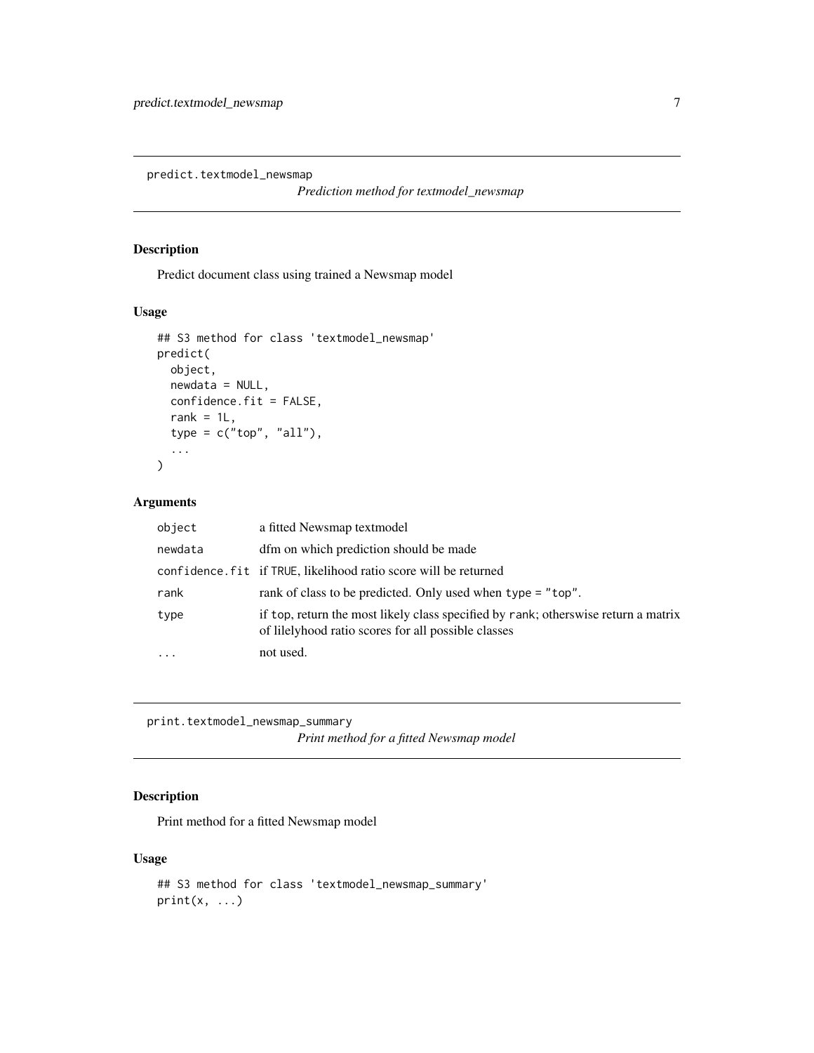## predict.textmodel_newsmap

*Prediction method for textmodel_newsmap*

### Description

Predict document class using trained a Newsmap model

### Usage

```
## S3 method for class 'textmodel_newsmap'
predict(
  object,
  newdata = NULL,
  confidence.fit = FALSE,
  rank = 1L,
  type = c("top", "all"),
  ...
)
```

### Arguments

| | |
|---|---|
| `object` | a fitted Newsmap textmodel |
| `newdata` | dfm on which prediction should be made |
| `confidence.fit` | if `TRUE`, likelihood ratio score will be returned |
| `rank` | rank of class to be predicted. Only used when `type = "top"`. |
| `type` | if `top`, return the most likely class specified by `rank`; otherswise return a matrix of lilelyhood ratio scores for all possible classes |
| `...` | not used. |

## print.textmodel_newsmap_summary

*Print method for a fitted Newsmap model*

### Description

Print method for a fitted Newsmap model

### Usage

```
## S3 method for class 'textmodel_newsmap_summary'
print(x, ...)
```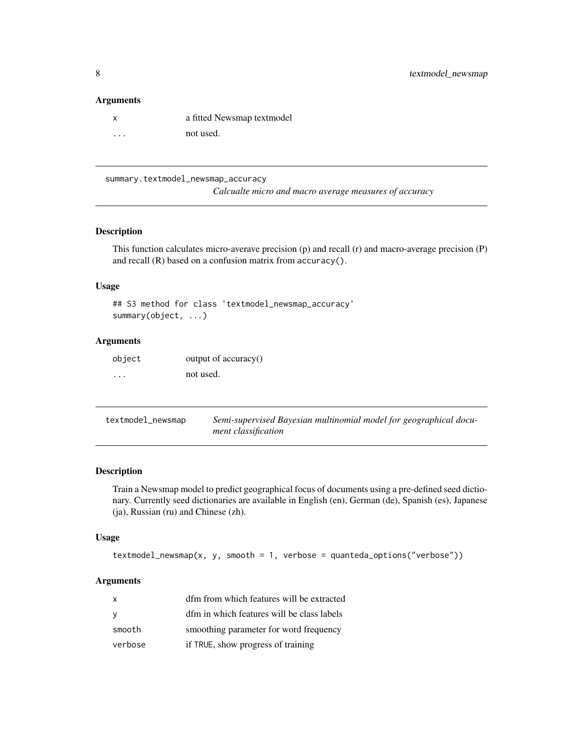### Arguments

| | |
|---|---|
| `x` | a fitted Newsmap textmodel |
| `...` | not used. |

---

## summary.textmodel_newsmap_accuracy

*Calcualte micro and macro average measures of accuracy*

### Description

This function calculates micro-averave precision (p) and recall (r) and macro-average precision (P) and recall (R) based on a confusion matrix from `accuracy()`.

### Usage

```
## S3 method for class 'textmodel_newsmap_accuracy'
summary(object, ...)
```

### Arguments

| | |
|---|---|
| `object` | output of accuracy() |
| `...` | not used. |

---

## textmodel_newsmap

*Semi-supervised Bayesian multinomial model for geographical document classification*

### Description

Train a Newsmap model to predict geographical focus of documents using a pre-defined seed dictionary. Currently seed dictionaries are available in English (en), German (de), Spanish (es), Japanese (ja), Russian (ru) and Chinese (zh).

### Usage

```
textmodel_newsmap(x, y, smooth = 1, verbose = quanteda_options("verbose"))
```

### Arguments

| | |
|---|---|
| `x` | dfm from which features will be extracted |
| `y` | dfm in which features will be class labels |
| `smooth` | smoothing parameter for word frequency |
| `verbose` | if `TRUE`, show progress of training |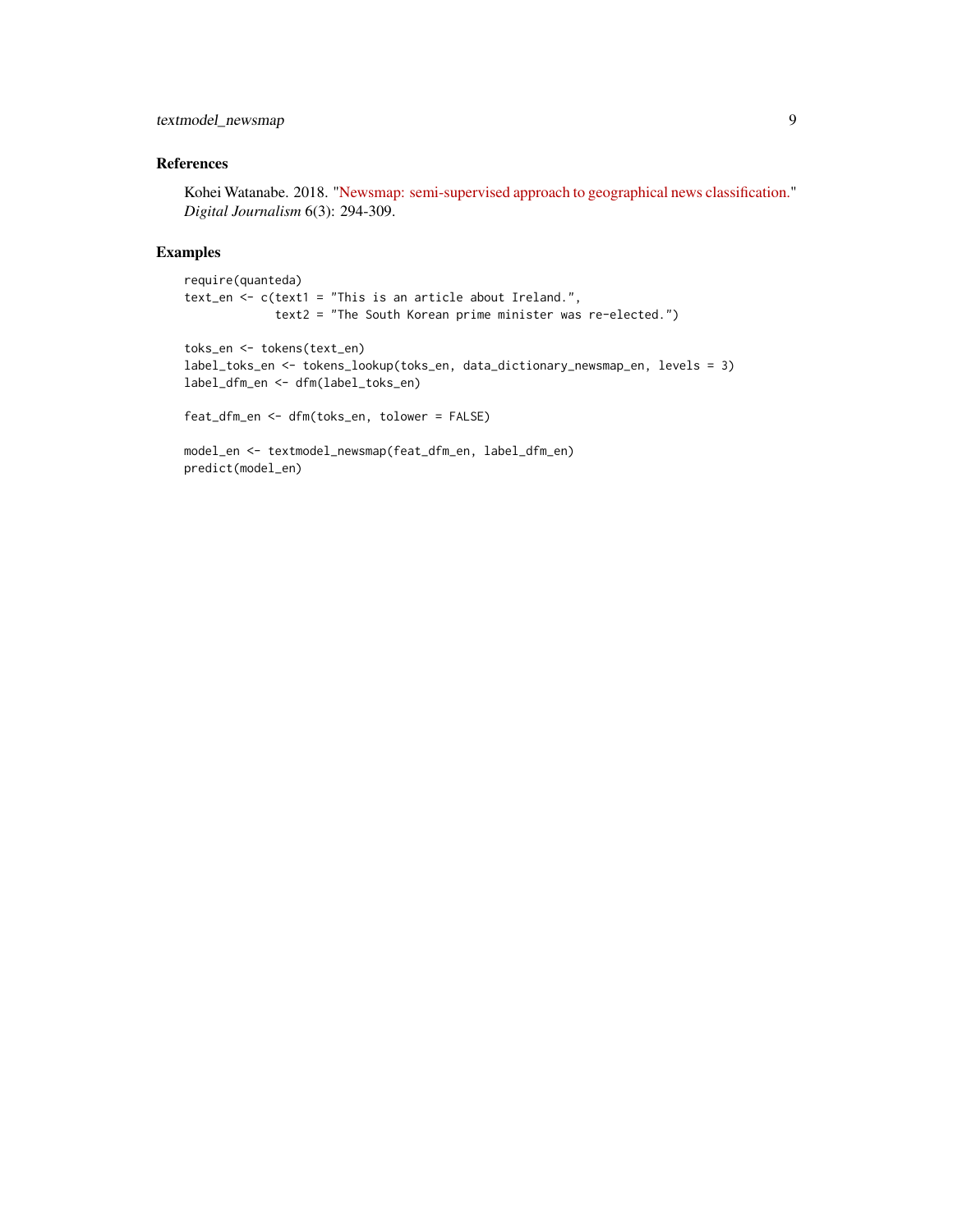## References

Kohei Watanabe. 2018. "Newsmap: semi-supervised approach to geographical news classification." *Digital Journalism* 6(3): 294-309.

## Examples

```
require(quanteda)
text_en <- c(text1 = "This is an article about Ireland.",
             text2 = "The South Korean prime minister was re-elected.")

toks_en <- tokens(text_en)
label_toks_en <- tokens_lookup(toks_en, data_dictionary_newsmap_en, levels = 3)
label_dfm_en <- dfm(label_toks_en)

feat_dfm_en <- dfm(toks_en, tolower = FALSE)

model_en <- textmodel_newsmap(feat_dfm_en, label_dfm_en)
predict(model_en)
```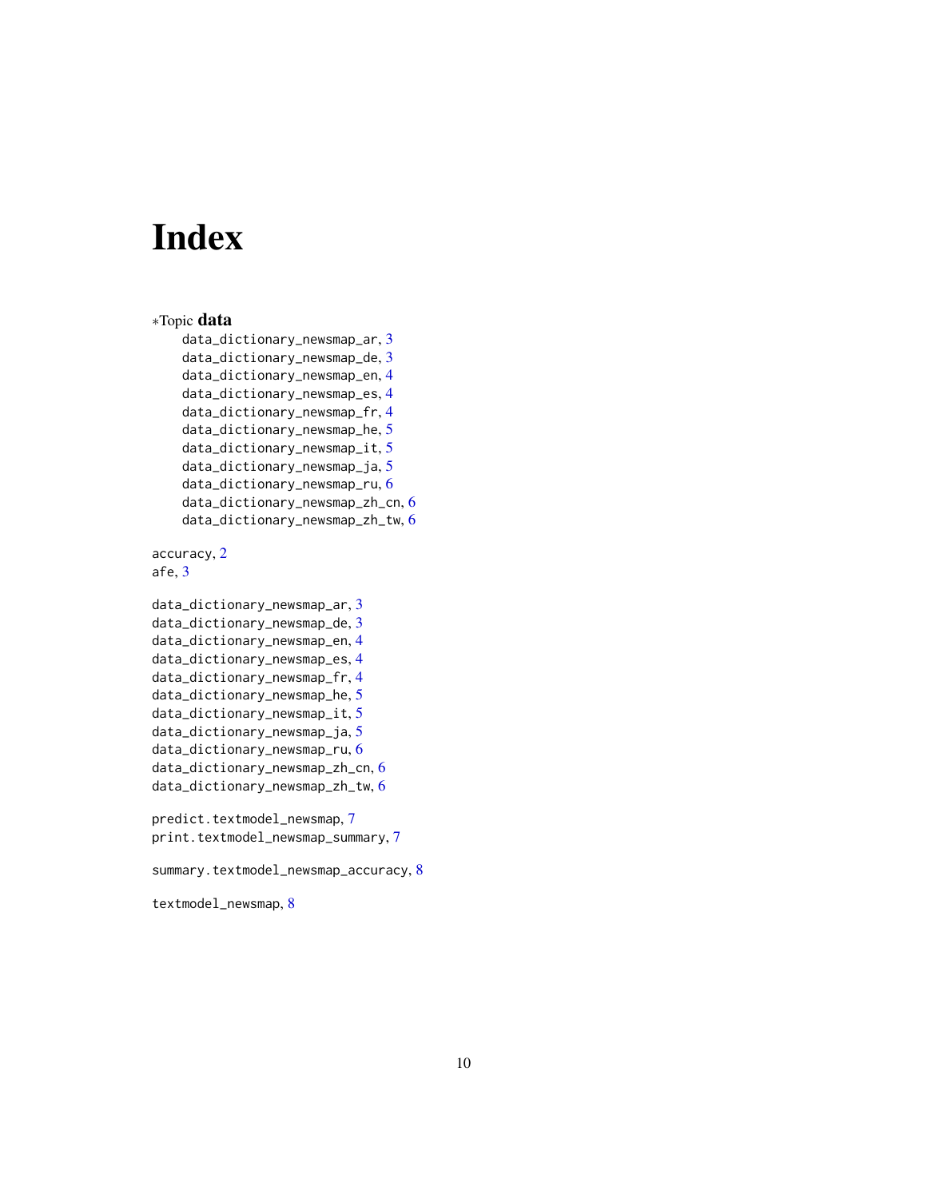# Index

∗Topic **data**

data_dictionary_newsmap_ar, 3
data_dictionary_newsmap_de, 3
data_dictionary_newsmap_en, 4
data_dictionary_newsmap_es, 4
data_dictionary_newsmap_fr, 4
data_dictionary_newsmap_he, 5
data_dictionary_newsmap_it, 5
data_dictionary_newsmap_ja, 5
data_dictionary_newsmap_ru, 6
data_dictionary_newsmap_zh_cn, 6
data_dictionary_newsmap_zh_tw, 6

accuracy, 2
afe, 3

data_dictionary_newsmap_ar, 3
data_dictionary_newsmap_de, 3
data_dictionary_newsmap_en, 4
data_dictionary_newsmap_es, 4
data_dictionary_newsmap_fr, 4
data_dictionary_newsmap_he, 5
data_dictionary_newsmap_it, 5
data_dictionary_newsmap_ja, 5
data_dictionary_newsmap_ru, 6
data_dictionary_newsmap_zh_cn, 6
data_dictionary_newsmap_zh_tw, 6

predict.textmodel_newsmap, 7
print.textmodel_newsmap_summary, 7

summary.textmodel_newsmap_accuracy, 8

textmodel_newsmap, 8